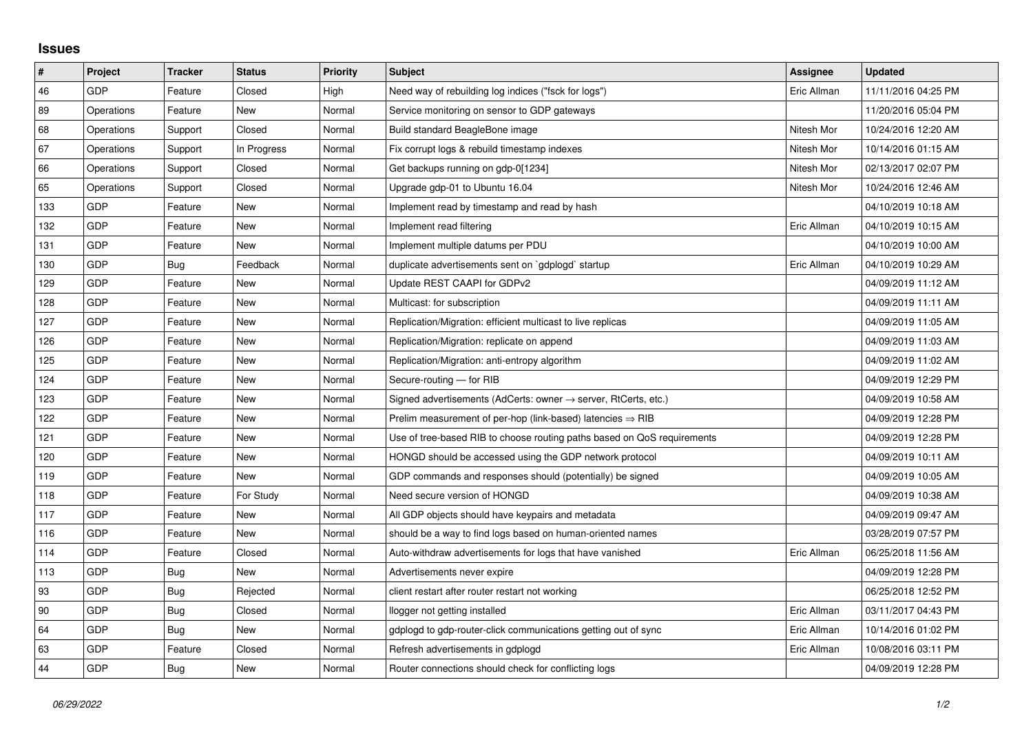## Issues

| # | Project | Tracker | Status | Priority | Subject | Assignee | Updated |
|---|---|---|---|---|---|---|---|
| 46 | GDP | Feature | Closed | High | Need way of rebuilding log indices ("fsck for logs") | Eric Allman | 11/11/2016 04:25 PM |
| 89 | Operations | Feature | New | Normal | Service monitoring on sensor to GDP gateways | | 11/20/2016 05:04 PM |
| 68 | Operations | Support | Closed | Normal | Build standard BeagleBone image | Nitesh Mor | 10/24/2016 12:20 AM |
| 67 | Operations | Support | In Progress | Normal | Fix corrupt logs & rebuild timestamp indexes | Nitesh Mor | 10/14/2016 01:15 AM |
| 66 | Operations | Support | Closed | Normal | Get backups running on gdp-0[1234] | Nitesh Mor | 02/13/2017 02:07 PM |
| 65 | Operations | Support | Closed | Normal | Upgrade gdp-01 to Ubuntu 16.04 | Nitesh Mor | 10/24/2016 12:46 AM |
| 133 | GDP | Feature | New | Normal | Implement read by timestamp and read by hash | | 04/10/2019 10:18 AM |
| 132 | GDP | Feature | New | Normal | Implement read filtering | Eric Allman | 04/10/2019 10:15 AM |
| 131 | GDP | Feature | New | Normal | Implement multiple datums per PDU | | 04/10/2019 10:00 AM |
| 130 | GDP | Bug | Feedback | Normal | duplicate advertisements sent on `gdplogd` startup | Eric Allman | 04/10/2019 10:29 AM |
| 129 | GDP | Feature | New | Normal | Update REST CAAPI for GDPv2 | | 04/09/2019 11:12 AM |
| 128 | GDP | Feature | New | Normal | Multicast: for subscription | | 04/09/2019 11:11 AM |
| 127 | GDP | Feature | New | Normal | Replication/Migration: efficient multicast to live replicas | | 04/09/2019 11:05 AM |
| 126 | GDP | Feature | New | Normal | Replication/Migration: replicate on append | | 04/09/2019 11:03 AM |
| 125 | GDP | Feature | New | Normal | Replication/Migration: anti-entropy algorithm | | 04/09/2019 11:02 AM |
| 124 | GDP | Feature | New | Normal | Secure-routing — for RIB | | 04/09/2019 12:29 PM |
| 123 | GDP | Feature | New | Normal | Signed advertisements (AdCerts: owner → server, RtCerts, etc.) | | 04/09/2019 10:58 AM |
| 122 | GDP | Feature | New | Normal | Prelim measurement of per-hop (link-based) latencies ⇒ RIB | | 04/09/2019 12:28 PM |
| 121 | GDP | Feature | New | Normal | Use of tree-based RIB to choose routing paths based on QoS requirements | | 04/09/2019 12:28 PM |
| 120 | GDP | Feature | New | Normal | HONGD should be accessed using the GDP network protocol | | 04/09/2019 10:11 AM |
| 119 | GDP | Feature | New | Normal | GDP commands and responses should (potentially) be signed | | 04/09/2019 10:05 AM |
| 118 | GDP | Feature | For Study | Normal | Need secure version of HONGD | | 04/09/2019 10:38 AM |
| 117 | GDP | Feature | New | Normal | All GDP objects should have keypairs and metadata | | 04/09/2019 09:47 AM |
| 116 | GDP | Feature | New | Normal | should be a way to find logs based on human-oriented names | | 03/28/2019 07:57 PM |
| 114 | GDP | Feature | Closed | Normal | Auto-withdraw advertisements for logs that have vanished | Eric Allman | 06/25/2018 11:56 AM |
| 113 | GDP | Bug | New | Normal | Advertisements never expire | | 04/09/2019 12:28 PM |
| 93 | GDP | Bug | Rejected | Normal | client restart after router restart not working | | 06/25/2018 12:52 PM |
| 90 | GDP | Bug | Closed | Normal | llogger not getting installed | Eric Allman | 03/11/2017 04:43 PM |
| 64 | GDP | Bug | New | Normal | gdplogd to gdp-router-click communications getting out of sync | Eric Allman | 10/14/2016 01:02 PM |
| 63 | GDP | Feature | Closed | Normal | Refresh advertisements in gdplogd | Eric Allman | 10/08/2016 03:11 PM |
| 44 | GDP | Bug | New | Normal | Router connections should check for conflicting logs | | 04/09/2019 12:28 PM |

*06/29/2022*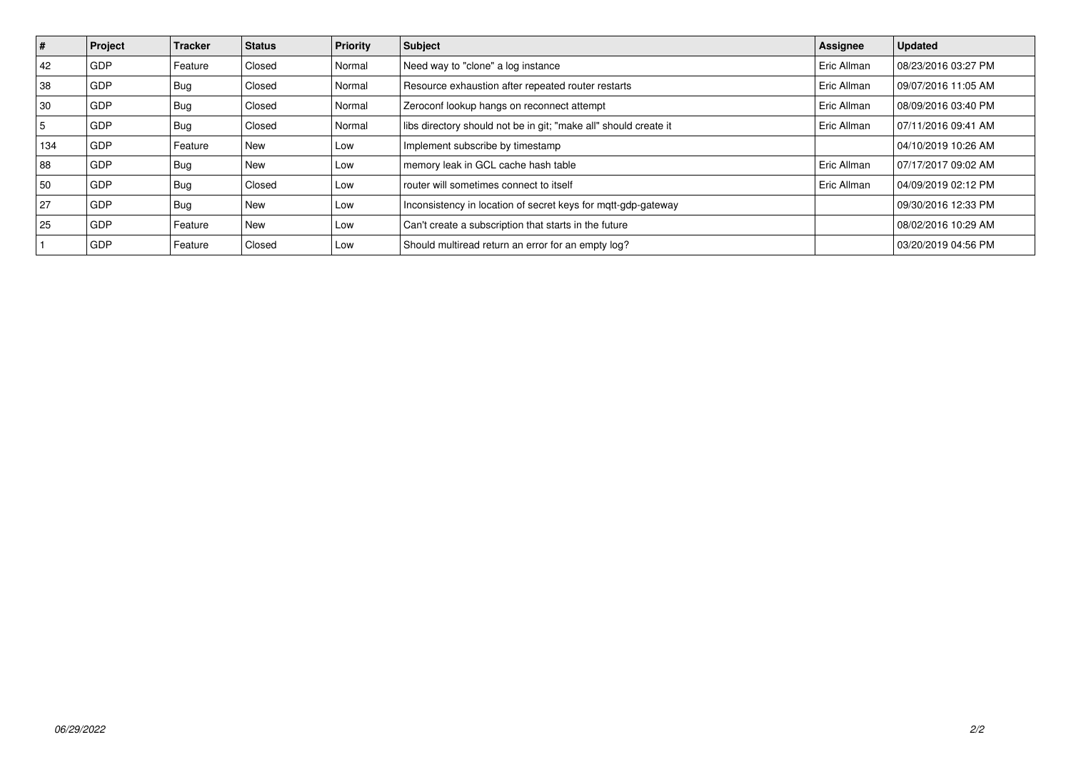| # | Project | Tracker | Status | Priority | Subject | Assignee | Updated |
| --- | --- | --- | --- | --- | --- | --- | --- |
| 42 | GDP | Feature | Closed | Normal | Need way to "clone" a log instance | Eric Allman | 08/23/2016 03:27 PM |
| 38 | GDP | Bug | Closed | Normal | Resource exhaustion after repeated router restarts | Eric Allman | 09/07/2016 11:05 AM |
| 30 | GDP | Bug | Closed | Normal | Zeroconf lookup hangs on reconnect attempt | Eric Allman | 08/09/2016 03:40 PM |
| 5 | GDP | Bug | Closed | Normal | libs directory should not be in git; "make all" should create it | Eric Allman | 07/11/2016 09:41 AM |
| 134 | GDP | Feature | New | Low | Implement subscribe by timestamp | | 04/10/2019 10:26 AM |
| 88 | GDP | Bug | New | Low | memory leak in GCL cache hash table | Eric Allman | 07/17/2017 09:02 AM |
| 50 | GDP | Bug | Closed | Low | router will sometimes connect to itself | Eric Allman | 04/09/2019 02:12 PM |
| 27 | GDP | Bug | New | Low | Inconsistency in location of secret keys for mqtt-gdp-gateway | | 09/30/2016 12:33 PM |
| 25 | GDP | Feature | New | Low | Can't create a subscription that starts in the future | | 08/02/2016 10:29 AM |
| 1 | GDP | Feature | Closed | Low | Should multiread return an error for an empty log? | | 03/20/2019 04:56 PM |

*06/29/2022*